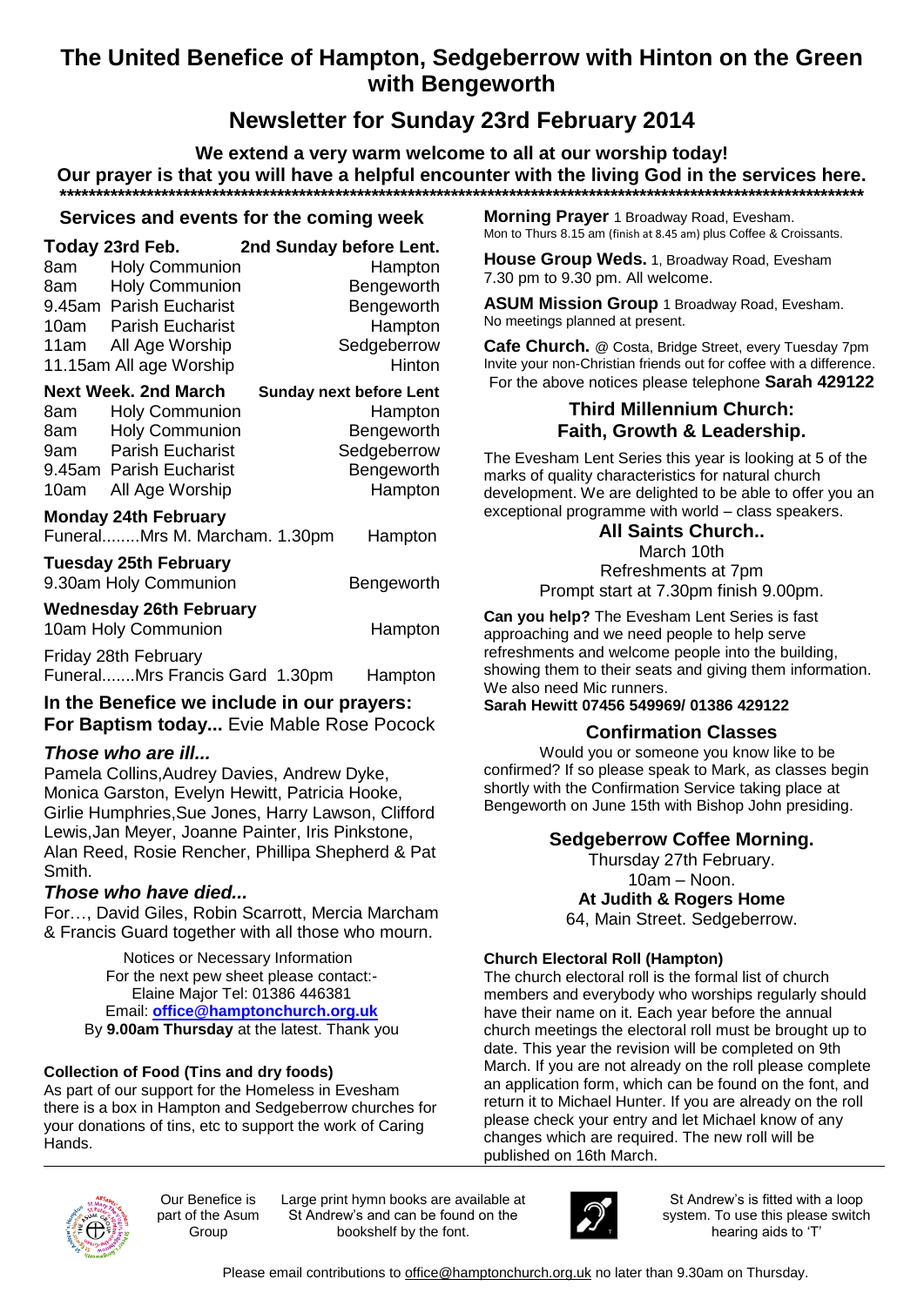# The United Benefice of Hampton, Sedgeberrow with Hinton on the Green with Bengeworth

## Newsletter for Sunday 23rd February 2014

**We extend a very warm welcome to all at our worship today!**
**Our prayer is that you will have a helpful encounter with the living God in the services here.**

*******************************************************************************************************************

### Services and events for the coming week

| **Today 23rd Feb.** | | **2nd Sunday before Lent.** |
|---|---|---|
| 8am | Holy Communion | Hampton |
| 8am | Holy Communion | Bengeworth |
| 9.45am | Parish Eucharist | Bengeworth |
| 10am | Parish Eucharist | Hampton |
| 11am | All Age Worship | Sedgeberrow |
| 11.15am | All age Worship | Hinton |
| **Next Week. 2nd March** | | **Sunday next before Lent** |
| 8am | Holy Communion | Hampton |
| 8am | Holy Communion | Bengeworth |
| 9am | Parish Eucharist | Sedgeberrow |
| 9.45am | Parish Eucharist | Bengeworth |
| 10am | All Age Worship | Hampton |

**Monday 24th February**
Funeral........Mrs M. Marcham. 1.30pm — Hampton

**Tuesday 25th February**
9.30am Holy Communion — Bengeworth

**Wednesday 26th February**
10am Holy Communion — Hampton

Friday 28th February
Funeral.......Mrs Francis Gard 1.30pm — Hampton

**In the Benefice we include in our prayers:**
**For Baptism today...** Evie Mable Rose Pocock

***Those who are ill...***
Pamela Collins,Audrey Davies, Andrew Dyke, Monica Garston, Evelyn Hewitt, Patricia Hooke, Girlie Humphries,Sue Jones, Harry Lawson, Clifford Lewis,Jan Meyer, Joanne Painter, Iris Pinkstone, Alan Reed, Rosie Rencher, Phillipa Shepherd & Pat Smith.

***Those who have died...***
For…, David Giles, Robin Scarrott, Mercia Marcham & Francis Guard together with all those who mourn.

Notices or Necessary Information
For the next pew sheet please contact:-
Elaine Major Tel: 01386 446381
Email: **office@hamptonchurch.org.uk**
By **9.00am Thursday** at the latest. Thank you

**Collection of Food (Tins and dry foods)**
As part of our support for the Homeless in Evesham there is a box in Hampton and Sedgeberrow churches for your donations of tins, etc to support the work of Caring Hands.

**Morning Prayer** 1 Broadway Road, Evesham. Mon to Thurs 8.15 am (finish at 8.45 am) plus Coffee & Croissants.

**House Group Weds.** 1, Broadway Road, Evesham 7.30 pm to 9.30 pm. All welcome.

**ASUM Mission Group** 1 Broadway Road, Evesham. No meetings planned at present.

**Cafe Church.** @ Costa, Bridge Street, every Tuesday 7pm Invite your non-Christian friends out for coffee with a difference.
For the above notices please telephone **Sarah 429122**

### Third Millennium Church: Faith, Growth & Leadership.

The Evesham Lent Series this year is looking at 5 of the marks of quality characteristics for natural church development. We are delighted to be able to offer you an exceptional programme with world – class speakers.

**All Saints Church..**
March 10th
Refreshments at 7pm
Prompt start at 7.30pm finish 9.00pm.

**Can you help?** The Evesham Lent Series is fast approaching and we need people to help serve refreshments and welcome people into the building, showing them to their seats and giving them information. We also need Mic runners.
**Sarah Hewitt 07456 549969/ 01386 429122**

### Confirmation Classes

Would you or someone you know like to be confirmed? If so please speak to Mark, as classes begin shortly with the Confirmation Service taking place at Bengeworth on June 15th with Bishop John presiding.

### Sedgeberrow Coffee Morning.

Thursday 27th February.
10am – Noon.
**At Judith & Rogers Home**
64, Main Street. Sedgeberrow.

**Church Electoral Roll (Hampton)**
The church electoral roll is the formal list of church members and everybody who worships regularly should have their name on it. Each year before the annual church meetings the electoral roll must be brought up to date. This year the revision will be completed on 9th March. If you are not already on the roll please complete an application form, which can be found on the font, and return it to Michael Hunter. If you are already on the roll please check your entry and let Michael know of any changes which are required. The new roll will be published on 16th March.

Our Benefice is part of the Asum Group

Large print hymn books are available at St Andrew's and can be found on the bookshelf by the font.

St Andrew's is fitted with a loop system. To use this please switch hearing aids to 'T'

Please email contributions to office@hamptonchurch.org.uk no later than 9.30am on Thursday.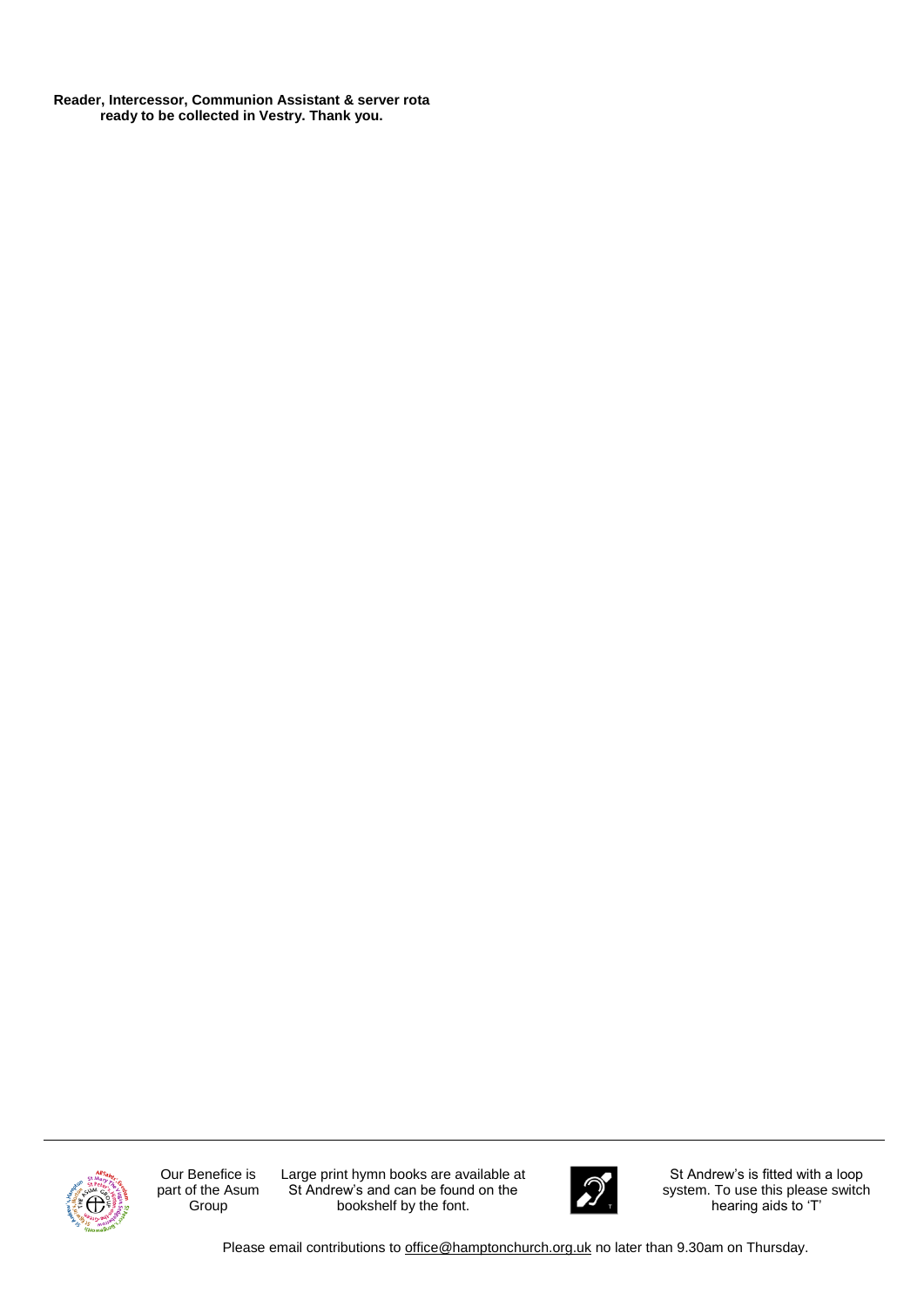**Reader, Intercessor, Communion Assistant & server rota ready to be collected in Vestry. Thank you.**

Our Benefice is part of the Asum Group

Large print hymn books are available at St Andrew's and can be found on the bookshelf by the font.

St Andrew's is fitted with a loop system. To use this please switch hearing aids to 'T'

Please email contributions to office@hamptonchurch.org.uk no later than 9.30am on Thursday.